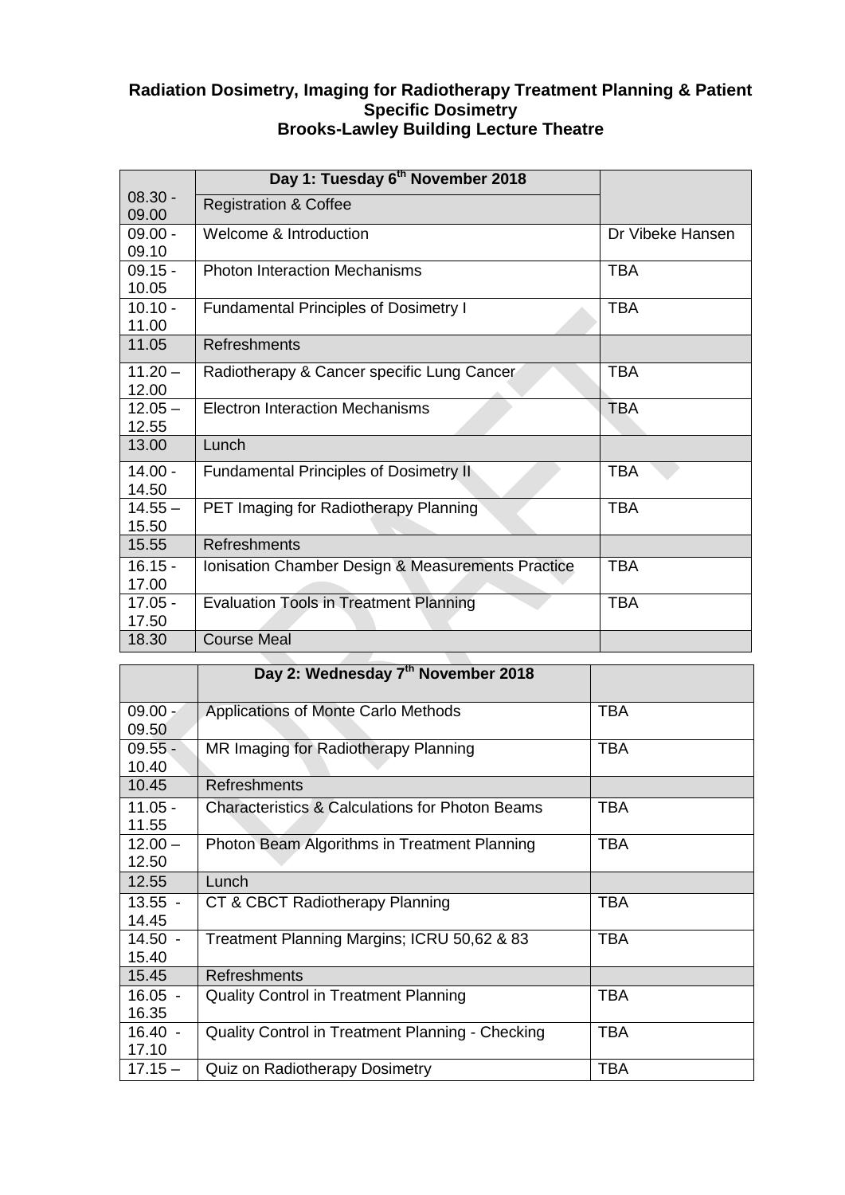**Radiation Dosimetry, Imaging for Radiotherapy Treatment Planning & Patient Specific Dosimetry**
**Brooks-Lawley Building Lecture Theatre**

| | Day 1: Tuesday 6th November 2018 | |
|---|---|---|
| 08.30 - 09.00 | Registration & Coffee | |
| 09.00 - 09.10 | Welcome & Introduction | Dr Vibeke Hansen |
| 09.15 - 10.05 | Photon Interaction Mechanisms | TBA |
| 10.10 - 11.00 | Fundamental Principles of Dosimetry I | TBA |
| 11.05 | Refreshments | |
| 11.20 – 12.00 | Radiotherapy & Cancer specific Lung Cancer | TBA |
| 12.05 – 12.55 | Electron Interaction Mechanisms | TBA |
| 13.00 | Lunch | |
| 14.00 - 14.50 | Fundamental Principles of Dosimetry II | TBA |
| 14.55 – 15.50 | PET Imaging for Radiotherapy Planning | TBA |
| 15.55 | Refreshments | |
| 16.15 - 17.00 | Ionisation Chamber Design & Measurements Practice | TBA |
| 17.05 - 17.50 | Evaluation Tools in Treatment Planning | TBA |
| 18.30 | Course Meal | |

| | Day 2: Wednesday 7th November 2018 | |
|---|---|---|
| 09.00 - 09.50 | Applications of Monte Carlo Methods | TBA |
| 09.55 - 10.40 | MR Imaging for Radiotherapy Planning | TBA |
| 10.45 | Refreshments | |
| 11.05 - 11.55 | Characteristics & Calculations for Photon Beams | TBA |
| 12.00 – 12.50 | Photon Beam Algorithms in Treatment Planning | TBA |
| 12.55 | Lunch | |
| 13.55 - 14.45 | CT & CBCT Radiotherapy Planning | TBA |
| 14.50 - 15.40 | Treatment Planning Margins; ICRU 50,62 & 83 | TBA |
| 15.45 | Refreshments | |
| 16.05 - 16.35 | Quality Control in Treatment Planning | TBA |
| 16.40 - 17.10 | Quality Control in Treatment Planning - Checking | TBA |
| 17.15 – | Quiz on Radiotherapy Dosimetry | TBA |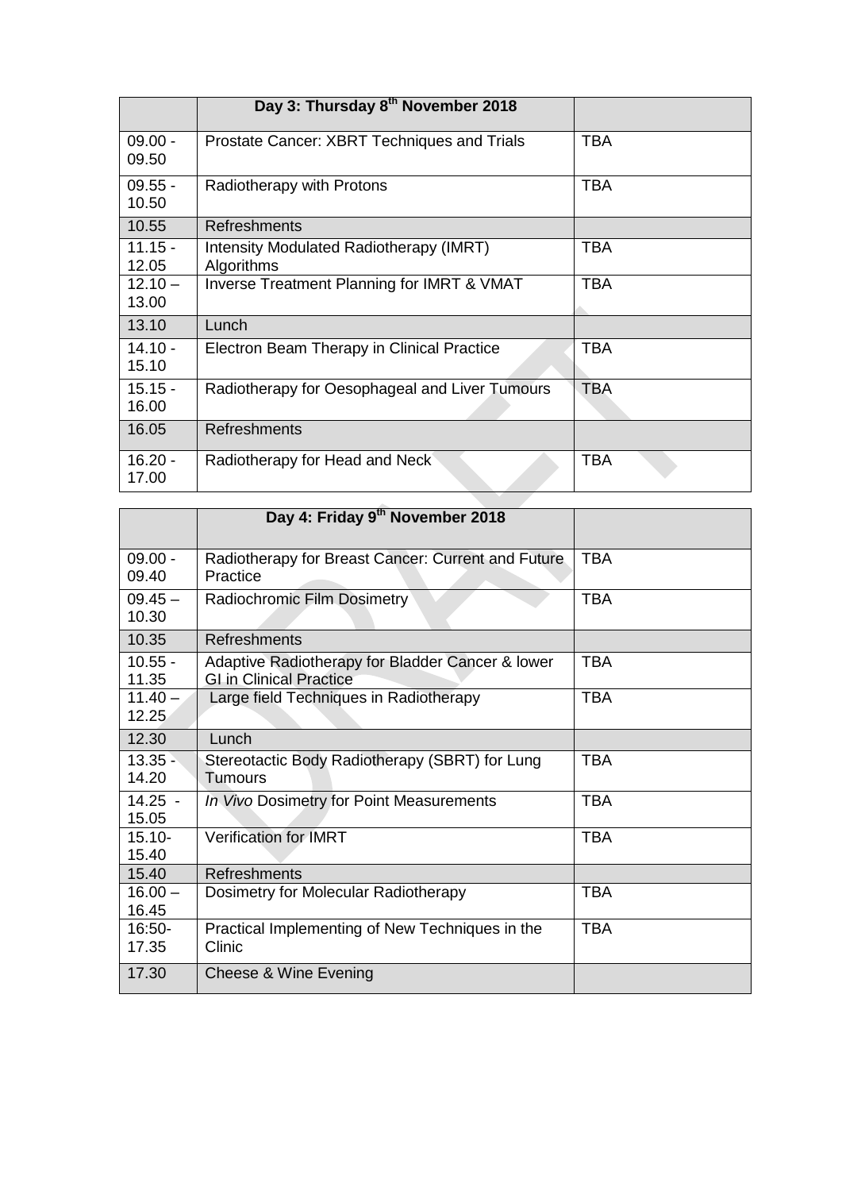| | Day 3: Thursday 8th November 2018 | |
|---|---|---|
| 09.00 - 09.50 | Prostate Cancer: XBRT Techniques and Trials | TBA |
| 09.55 - 10.50 | Radiotherapy with Protons | TBA |
| 10.55 | Refreshments | |
| 11.15 - 12.05 | Intensity Modulated Radiotherapy (IMRT) Algorithms | TBA |
| 12.10 – 13.00 | Inverse Treatment Planning for IMRT & VMAT | TBA |
| 13.10 | Lunch | |
| 14.10 - 15.10 | Electron Beam Therapy in Clinical Practice | TBA |
| 15.15 - 16.00 | Radiotherapy for Oesophageal and Liver Tumours | TBA |
| 16.05 | Refreshments | |
| 16.20 - 17.00 | Radiotherapy for Head and Neck | TBA |

| | Day 4: Friday 9th November 2018 | |
|---|---|---|
| 09.00 - 09.40 | Radiotherapy for Breast Cancer: Current and Future Practice | TBA |
| 09.45 – 10.30 | Radiochromic Film Dosimetry | TBA |
| 10.35 | Refreshments | |
| 10.55 - 11.35 | Adaptive Radiotherapy for Bladder Cancer & lower GI in Clinical Practice | TBA |
| 11.40 – 12.25 | Large field Techniques in Radiotherapy | TBA |
| 12.30 | Lunch | |
| 13.35 - 14.20 | Stereotactic Body Radiotherapy (SBRT) for Lung Tumours | TBA |
| 14.25 - 15.05 | *In Vivo* Dosimetry for Point Measurements | TBA |
| 15.10- 15.40 | Verification for IMRT | TBA |
| 15.40 | Refreshments | |
| 16.00 – 16.45 | Dosimetry for Molecular Radiotherapy | TBA |
| 16:50- 17.35 | Practical Implementing of New Techniques in the Clinic | TBA |
| 17.30 | Cheese & Wine Evening | |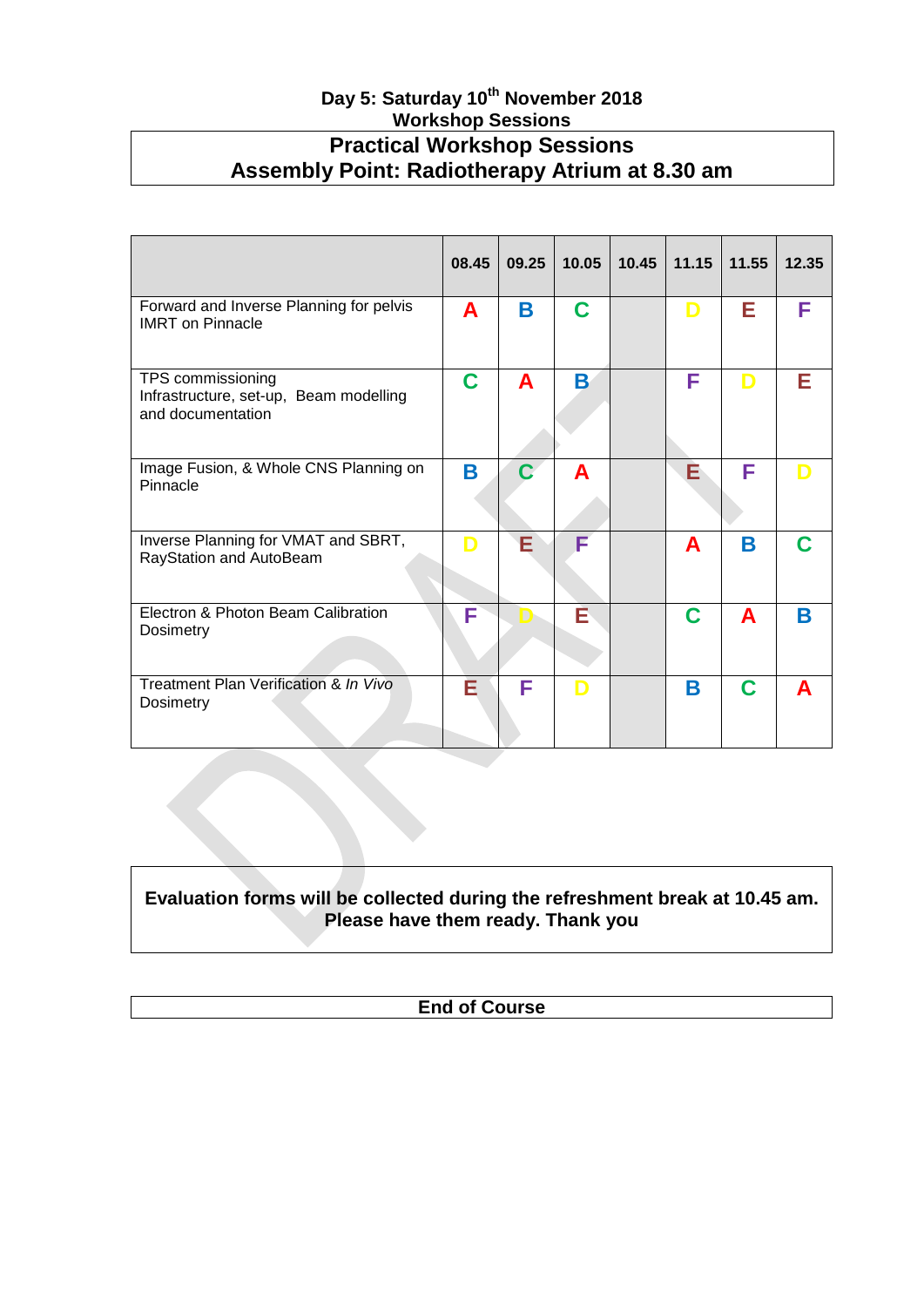**Day 5: Saturday 10th November 2018**
**Workshop Sessions**

## Practical Workshop Sessions
## Assembly Point: Radiotherapy Atrium at 8.30 am

| | 08.45 | 09.25 | 10.05 | 10.45 | 11.15 | 11.55 | 12.35 |
|---|---|---|---|---|---|---|---|
| Forward and Inverse Planning for pelvis IMRT on Pinnacle | A | B | C | | D | E | F |
| TPS commissioning Infrastructure, set-up, Beam modelling and documentation | C | A | B | | F | D | E |
| Image Fusion, & Whole CNS Planning on Pinnacle | B | C | A | | E | F | D |
| Inverse Planning for VMAT and SBRT, RayStation and AutoBeam | D | E | F | | A | B | C |
| Electron & Photon Beam Calibration Dosimetry | F | D | E | | C | A | B |
| Treatment Plan Verification & *In Vivo* Dosimetry | E | F | D | | B | C | A |

**Evaluation forms will be collected during the refreshment break at 10.45 am. Please have them ready. Thank you**

**End of Course**